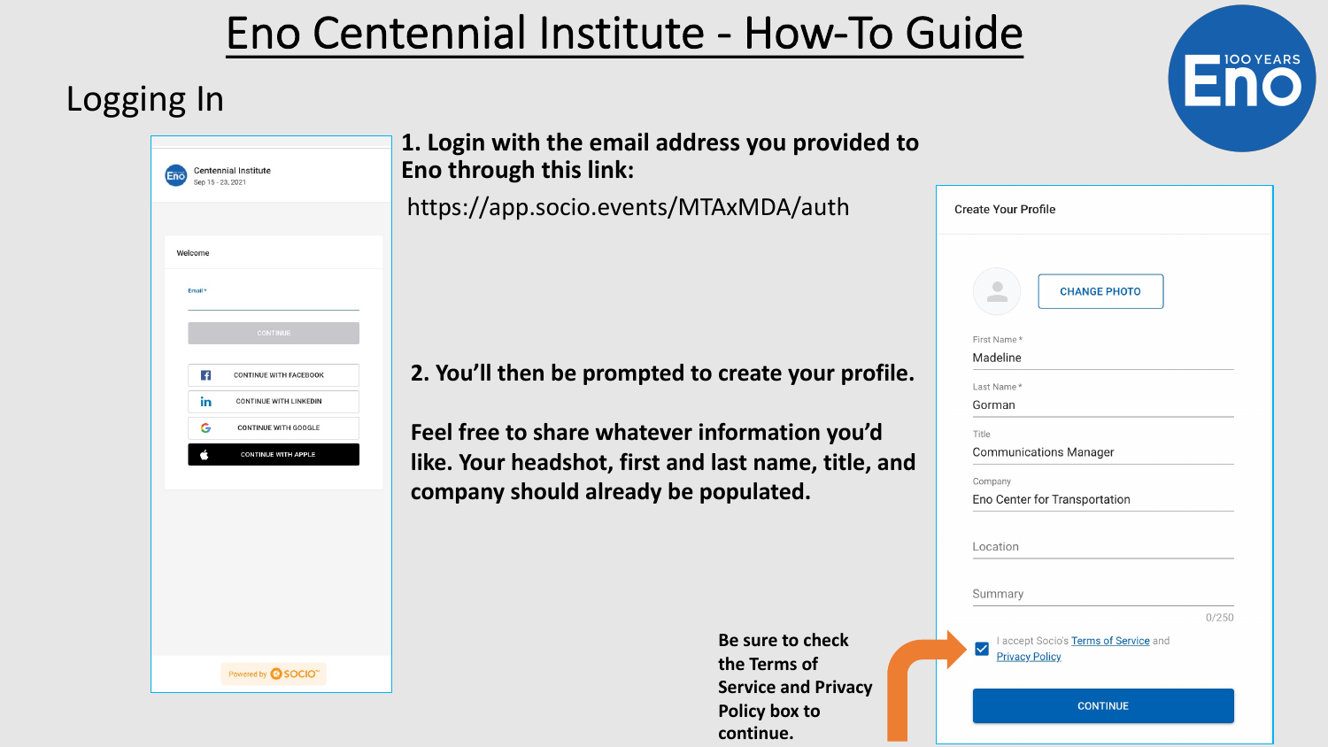# Eno Centennial Institute - How-To Guide

## Logging In

**1. Login with the email address you provided to Eno through this link:**

https://app.socio.events/MTAxMDA/auth

Centennial Institute
Sep 15 - 23, 2021

Welcome

Email *

CONTINUE

CONTINUE WITH FACEBOOK

CONTINUE WITH LINKEDIN

CONTINUE WITH GOOGLE

CONTINUE WITH APPLE

Powered by SOCIO

**2. You'll then be prompted to create your profile.**

**Feel free to share whatever information you'd like. Your headshot, first and last name, title, and company should already be populated.**

Create Your Profile

CHANGE PHOTO

First Name *
Madeline

Last Name *
Gorman

Title
Communications Manager

Company
Eno Center for Transportation

Location

Summary

0/250

I accept Socio's Terms of Service and Privacy Policy

CONTINUE

**Be sure to check the Terms of Service and Privacy Policy box to continue.**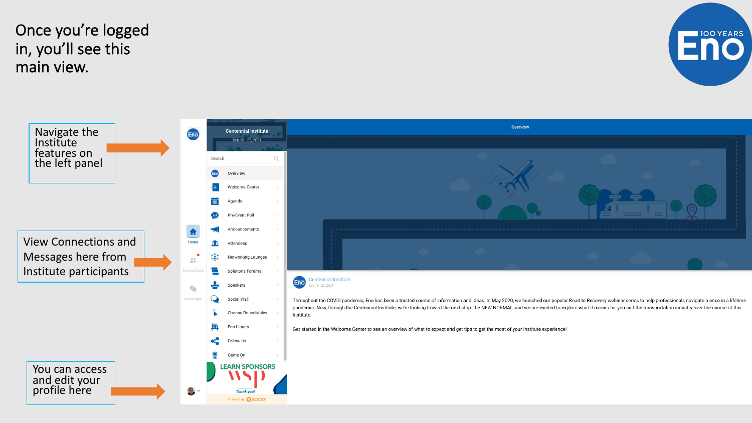# Once you're logged in, you'll see this main view.

Navigate the Institute features on the left panel

View Connections and Messages here from Institute participants

You can access and edit your profile here

Centennial Institute
Sep 15 - 23, 2021

Search

- Overview
- Welcome Center
- Agenda
- Pre-Event Poll
- Announcements
- Attendees
- Networking Lounges
- Solutions Forums
- Speakers
- Social Wall
- Choose Roundtables
- Eno Library
- Follow Us
- Game On!

LEARN SPONSORS

Thank you!

Powered by SOCIO

Home

Connections

Messages

Overview

Centennial Institute
Sep 15 - 23, 2021

Throughout the COVID pandemic, Eno has been a trusted source of information and ideas. In May 2020, we launched our popular Road to Recovery webinar series to help professionals navigate a once in a lifetime pandemic. Now, through the Centennial Institute, we're looking toward the next stop: the NEW NORMAL, and we are excited to explore what it means for you and the transportation industry over the course of this Institute.

Get started in the Welcome Center to see an overview of what to expect and get tips to get the most of your Institute experience!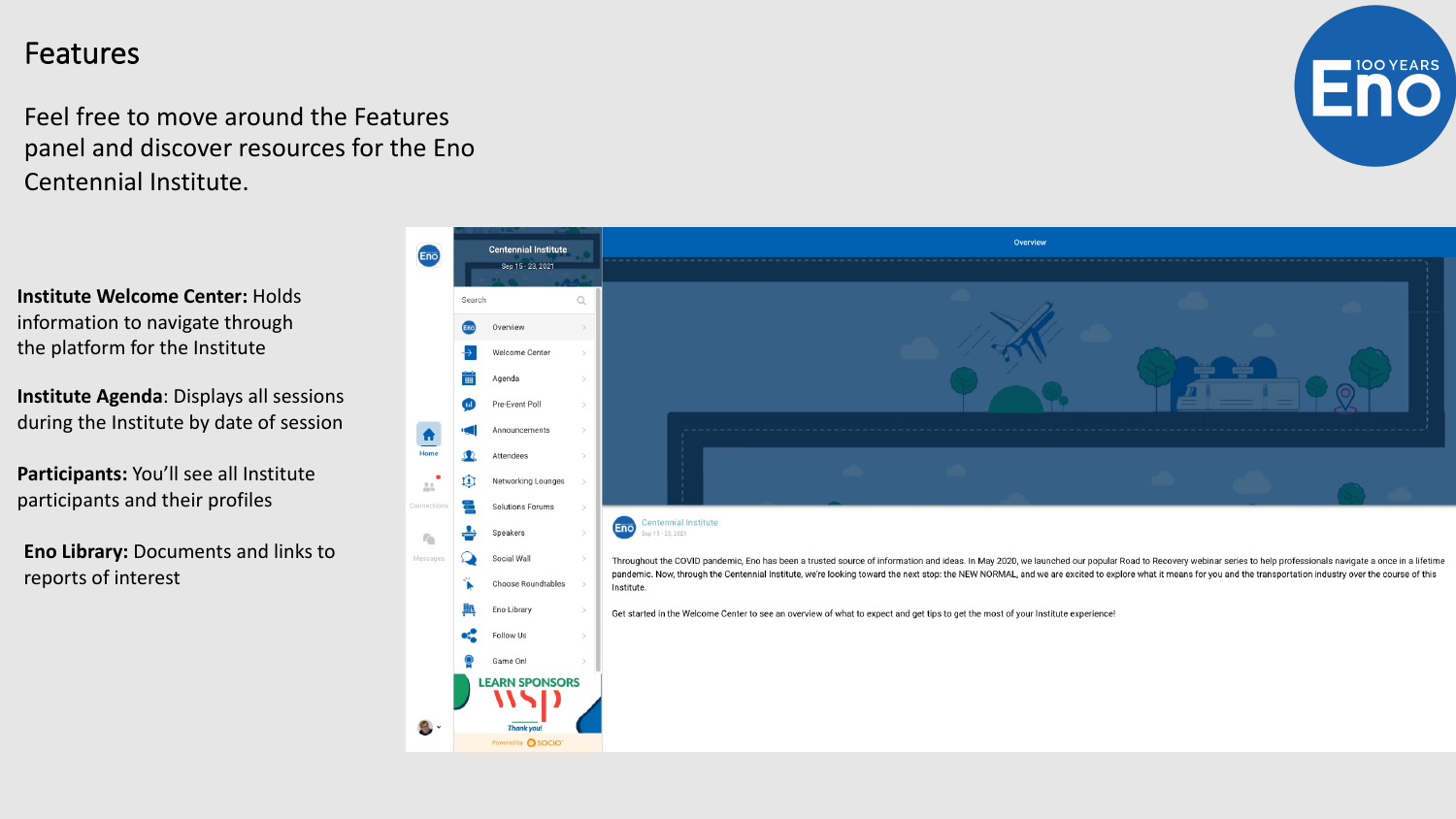# Features

Feel free to move around the Features panel and discover resources for the Eno Centennial Institute.

**Institute Welcome Center:** Holds information to navigate through the platform for the Institute

**Institute Agenda**: Displays all sessions during the Institute by date of session

**Participants:** You'll see all Institute participants and their profiles

**Eno Library:** Documents and links to reports of interest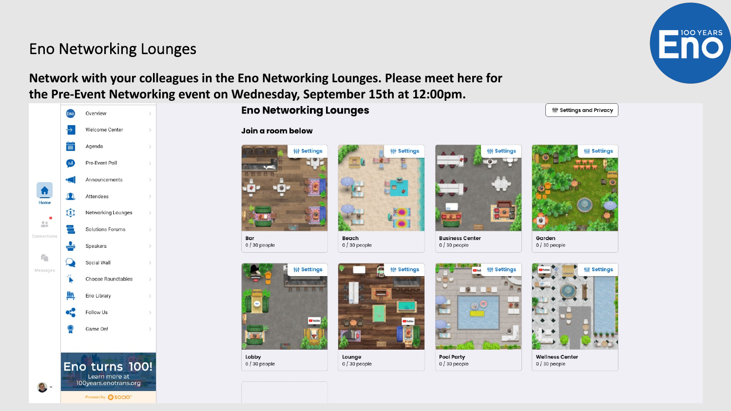# Eno Networking Lounges

**Network with your colleagues in the Eno Networking Lounges. Please meet here for the Pre-Event Networking event on Wednesday, September 15th at 12:00pm.**

## Eno Networking Lounges

Settings and Privacy

**Join a room below**

- Overview
- Welcome Center
- Agenda
- Pre-Event Poll
- Announcements
- Attendees
- Networking Lounges
- Solutions Forums
- Speakers
- Social Wall
- Choose Roundtables
- Eno Library
- Follow Us
- Game On!

Home

Connections

Messages

Eno turns 100!
Learn more at
100years.enotrans.org

Powered by SOCIO

| Room | Occupancy |
|---|---|
| Bar | 0 / 30 people |
| Beach | 0 / 30 people |
| Business Center | 0 / 30 people |
| Garden | 0 / 30 people |
| Lobby | 0 / 30 people |
| Lounge | 0 / 30 people |
| Pool Party | 0 / 30 people |
| Wellness Center | 0 / 30 people |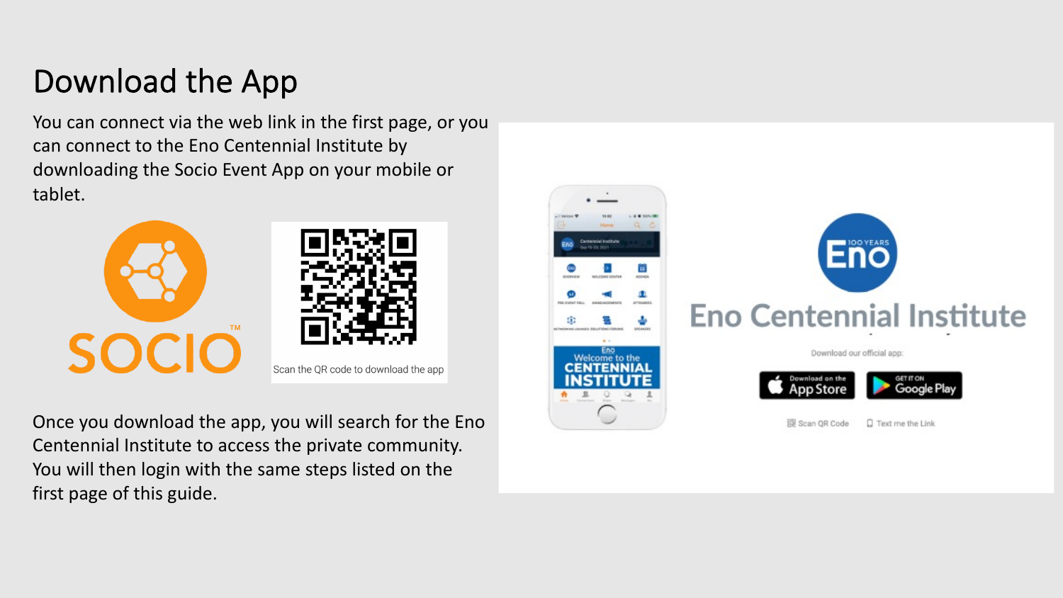# Download the App

You can connect via the web link in the first page, or you can connect to the Eno Centennial Institute by downloading the Socio Event App on your mobile or tablet.

Scan the QR code to download the app

Once you download the app, you will search for the Eno Centennial Institute to access the private community. You will then login with the same steps listed on the first page of this guide.